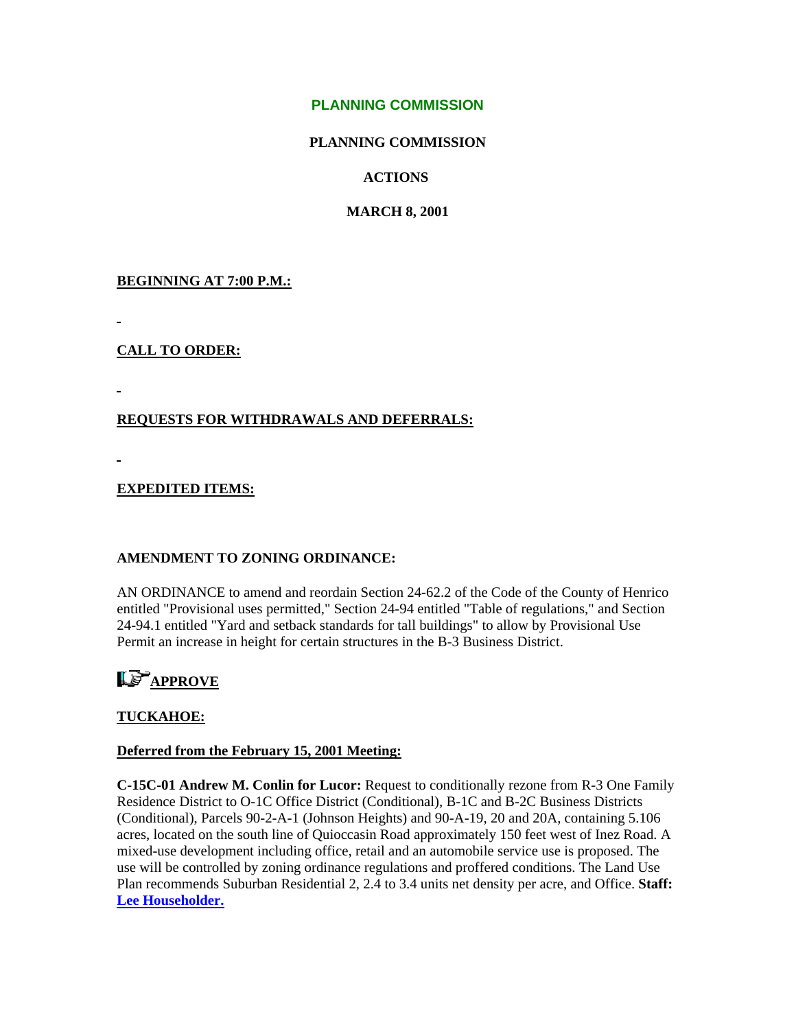# PLANNING COMMISSION

**PLANNING COMMISSION**

**ACTIONS**

**MARCH 8, 2001**

**BEGINNING AT 7:00 P.M.:**

**CALL TO ORDER:**

**REQUESTS FOR WITHDRAWALS AND DEFERRALS:**

**EXPEDITED ITEMS:**

**AMENDMENT TO ZONING ORDINANCE:**

AN ORDINANCE to amend and reordain Section 24-62.2 of the Code of the County of Henrico entitled "Provisional uses permitted," Section 24-94 entitled "Table of regulations," and Section 24-94.1 entitled "Yard and setback standards for tall buildings" to allow by Provisional Use Permit an increase in height for certain structures in the B-3 Business District.

**APPROVE**

**TUCKAHOE:**

**Deferred from the February 15, 2001 Meeting:**

**C-15C-01 Andrew M. Conlin for Lucor:** Request to conditionally rezone from R-3 One Family Residence District to O-1C Office District (Conditional), B-1C and B-2C Business Districts (Conditional), Parcels 90-2-A-1 (Johnson Heights) and 90-A-19, 20 and 20A, containing 5.106 acres, located on the south line of Quioccasin Road approximately 150 feet west of Inez Road. A mixed-use development including office, retail and an automobile service use is proposed. The use will be controlled by zoning ordinance regulations and proffered conditions. The Land Use Plan recommends Suburban Residential 2, 2.4 to 3.4 units net density per acre, and Office. **Staff: Lee Householder.**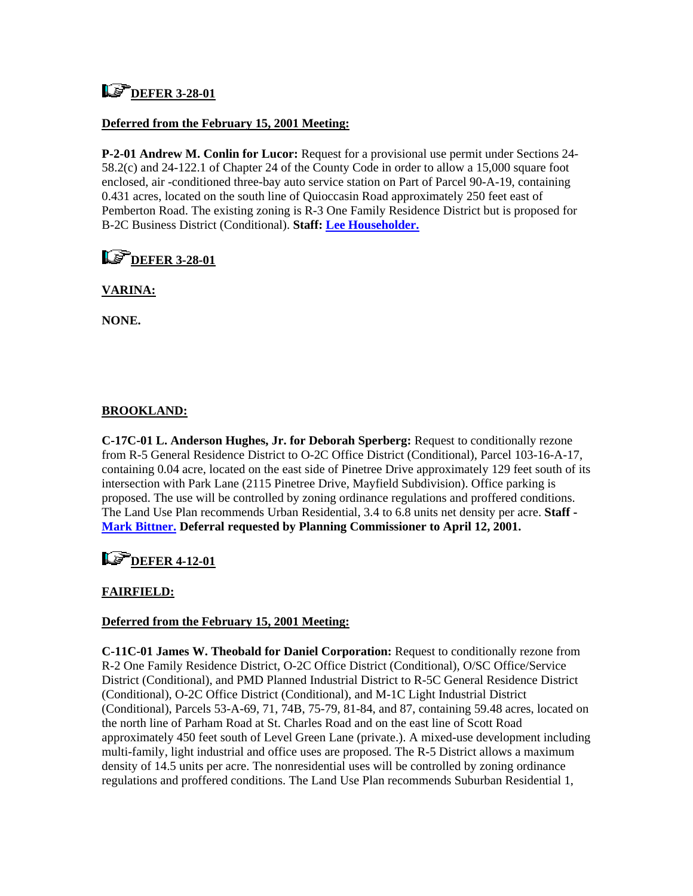**DEFER 3-28-01**

**Deferred from the February 15, 2001 Meeting:**

**P-2-01 Andrew M. Conlin for Lucor:** Request for a provisional use permit under Sections 24-58.2(c) and 24-122.1 of Chapter 24 of the County Code in order to allow a 15,000 square foot enclosed, air -conditioned three-bay auto service station on Part of Parcel 90-A-19, containing 0.431 acres, located on the south line of Quioccasin Road approximately 250 feet east of Pemberton Road. The existing zoning is R-3 One Family Residence District but is proposed for B-2C Business District (Conditional). **Staff: Lee Householder.**

**DEFER 3-28-01**

**VARINA:**

**NONE.**

**BROOKLAND:**

**C-17C-01 L. Anderson Hughes, Jr. for Deborah Sperberg:** Request to conditionally rezone from R-5 General Residence District to O-2C Office District (Conditional), Parcel 103-16-A-17, containing 0.04 acre, located on the east side of Pinetree Drive approximately 129 feet south of its intersection with Park Lane (2115 Pinetree Drive, Mayfield Subdivision). Office parking is proposed. The use will be controlled by zoning ordinance regulations and proffered conditions. The Land Use Plan recommends Urban Residential, 3.4 to 6.8 units net density per acre. **Staff - Mark Bittner. Deferral requested by Planning Commissioner to April 12, 2001.**

**DEFER 4-12-01**

**FAIRFIELD:**

**Deferred from the February 15, 2001 Meeting:**

**C-11C-01 James W. Theobald for Daniel Corporation:** Request to conditionally rezone from R-2 One Family Residence District, O-2C Office District (Conditional), O/SC Office/Service District (Conditional), and PMD Planned Industrial District to R-5C General Residence District (Conditional), O-2C Office District (Conditional), and M-1C Light Industrial District (Conditional), Parcels 53-A-69, 71, 74B, 75-79, 81-84, and 87, containing 59.48 acres, located on the north line of Parham Road at St. Charles Road and on the east line of Scott Road approximately 450 feet south of Level Green Lane (private.). A mixed-use development including multi-family, light industrial and office uses are proposed. The R-5 District allows a maximum density of 14.5 units per acre. The nonresidential uses will be controlled by zoning ordinance regulations and proffered conditions. The Land Use Plan recommends Suburban Residential 1,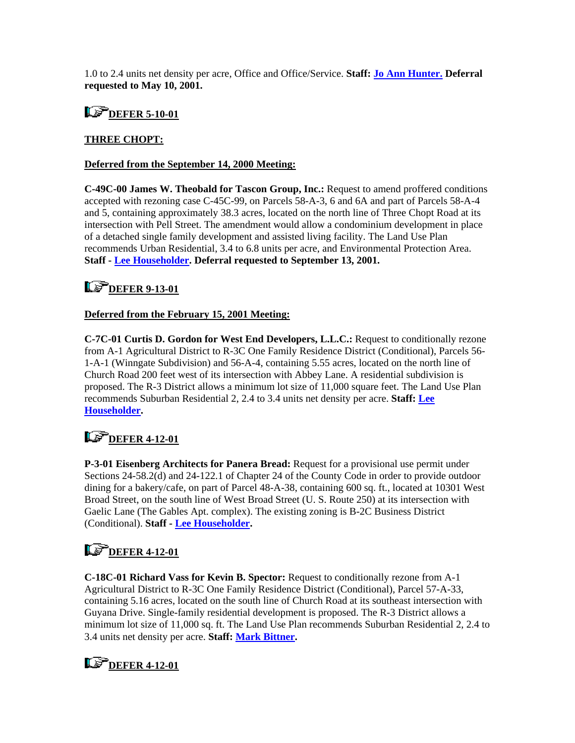1.0 to 2.4 units net density per acre, Office and Office/Service. **Staff: Jo Ann Hunter. Deferral requested to May 10, 2001.**

**DEFER 5-10-01**

**THREE CHOPT:**

**Deferred from the September 14, 2000 Meeting:**

**C-49C-00 James W. Theobald for Tascon Group, Inc.:** Request to amend proffered conditions accepted with rezoning case C-45C-99, on Parcels 58-A-3, 6 and 6A and part of Parcels 58-A-4 and 5, containing approximately 38.3 acres, located on the north line of Three Chopt Road at its intersection with Pell Street. The amendment would allow a condominium development in place of a detached single family development and assisted living facility. The Land Use Plan recommends Urban Residential, 3.4 to 6.8 units per acre, and Environmental Protection Area. **Staff - Lee Householder. Deferral requested to September 13, 2001.**

**DEFER 9-13-01**

**Deferred from the February 15, 2001 Meeting:**

**C-7C-01 Curtis D. Gordon for West End Developers, L.L.C.:** Request to conditionally rezone from A-1 Agricultural District to R-3C One Family Residence District (Conditional), Parcels 56-1-A-1 (Winngate Subdivision) and 56-A-4, containing 5.55 acres, located on the north line of Church Road 200 feet west of its intersection with Abbey Lane. A residential subdivision is proposed. The R-3 District allows a minimum lot size of 11,000 square feet. The Land Use Plan recommends Suburban Residential 2, 2.4 to 3.4 units net density per acre. **Staff: Lee Householder.**

**DEFER 4-12-01**

**P-3-01 Eisenberg Architects for Panera Bread:** Request for a provisional use permit under Sections 24-58.2(d) and 24-122.1 of Chapter 24 of the County Code in order to provide outdoor dining for a bakery/cafe, on part of Parcel 48-A-38, containing 600 sq. ft., located at 10301 West Broad Street, on the south line of West Broad Street (U. S. Route 250) at its intersection with Gaelic Lane (The Gables Apt. complex). The existing zoning is B-2C Business District (Conditional). **Staff - Lee Householder.**

**DEFER 4-12-01**

**C-18C-01 Richard Vass for Kevin B. Spector:** Request to conditionally rezone from A-1 Agricultural District to R-3C One Family Residence District (Conditional), Parcel 57-A-33, containing 5.16 acres, located on the south line of Church Road at its southeast intersection with Guyana Drive. Single-family residential development is proposed. The R-3 District allows a minimum lot size of 11,000 sq. ft. The Land Use Plan recommends Suburban Residential 2, 2.4 to 3.4 units net density per acre. **Staff: Mark Bittner.**

**DEFER 4-12-01**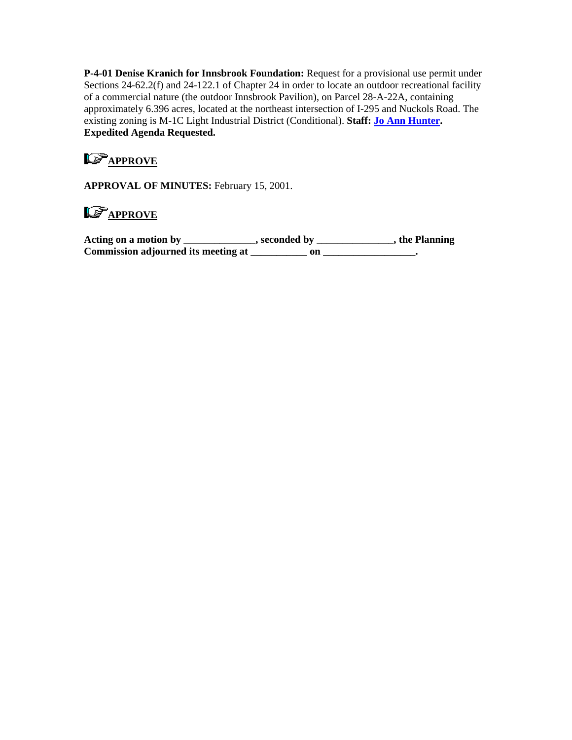**P-4-01 Denise Kranich for Innsbrook Foundation:** Request for a provisional use permit under Sections 24-62.2(f) and 24-122.1 of Chapter 24 in order to locate an outdoor recreational facility of a commercial nature (the outdoor Innsbrook Pavilion), on Parcel 28-A-22A, containing approximately 6.396 acres, located at the northeast intersection of I-295 and Nuckols Road. The existing zoning is M-1C Light Industrial District (Conditional). **Staff: Jo Ann Hunter. Expedited Agenda Requested.**

**APPROVE**

**APPROVAL OF MINUTES:** February 15, 2001.

**APPROVE**

**Acting on a motion by ______________, seconded by _______________, the Planning Commission adjourned its meeting at ___________ on __________________.**